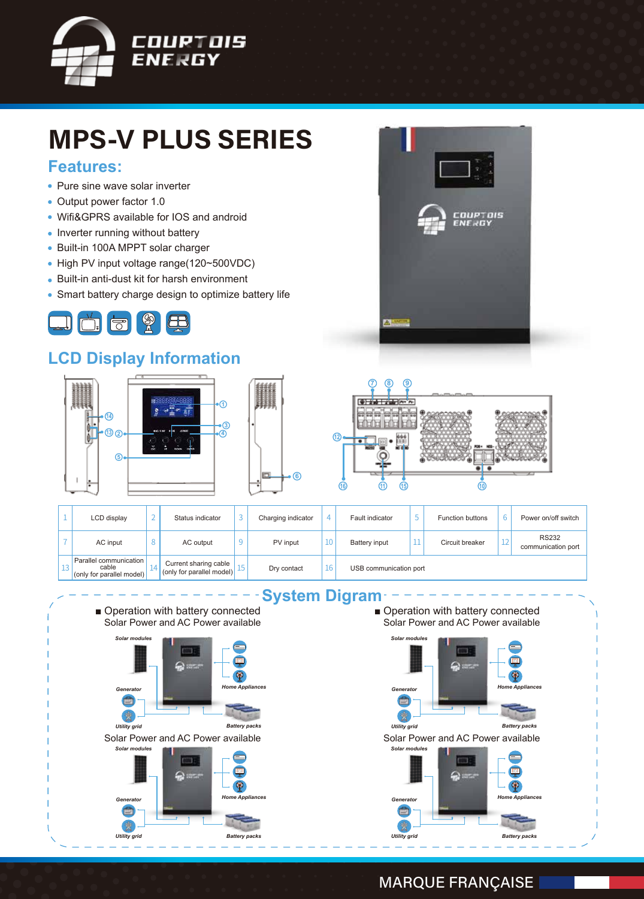COURTOIS ENERGY

# MPS-V PLUS SERIES

## Features:

- Pure sine wave solar inverter
- Output power factor 1.0
- Wifi&GPRS available for IOS and android
- Inverter running without battery
- Built-in 100A MPPT solar charger
- High PV input voltage range(120~500VDC)
- Built-in anti-dust kit for harsh environment
- Smart battery charge design to optimize battery life

## LCD Display Information

| 1 | LCD display | 2 | Status indicator | 3 | Charging indicator | 4 | Fault indicator | 5 | Function buttons | 6 | Power on/off switch |
|---|---|---|---|---|---|---|---|---|---|---|---|
| 7 | AC input | 8 | AC output | 9 | PV input | 10 | Battery input | 11 | Circuit breaker | 12 | RS232 communication port |
| 13 | Parallel communication cable (only for parallel model) | 14 | Current sharing cable (only for parallel model) | 15 | Dry contact | 16 | USB communication port | | | | |

## System Digram

■ Operation with battery connected
Solar Power and AC Power available

Solar modules, Generator, Utility grid, Home Appliances, Battery packs

■ Operation with battery connected
Solar Power and AC Power available

Solar modules, Generator, Utility grid, Home Appliances, Battery packs

Solar Power and AC Power available

Solar modules, Generator, Utility grid, Home Appliances, Battery packs

Solar Power and AC Power available

Solar modules, Generator, Utility grid, Home Appliances, Battery packs

MARQUE FRANÇAISE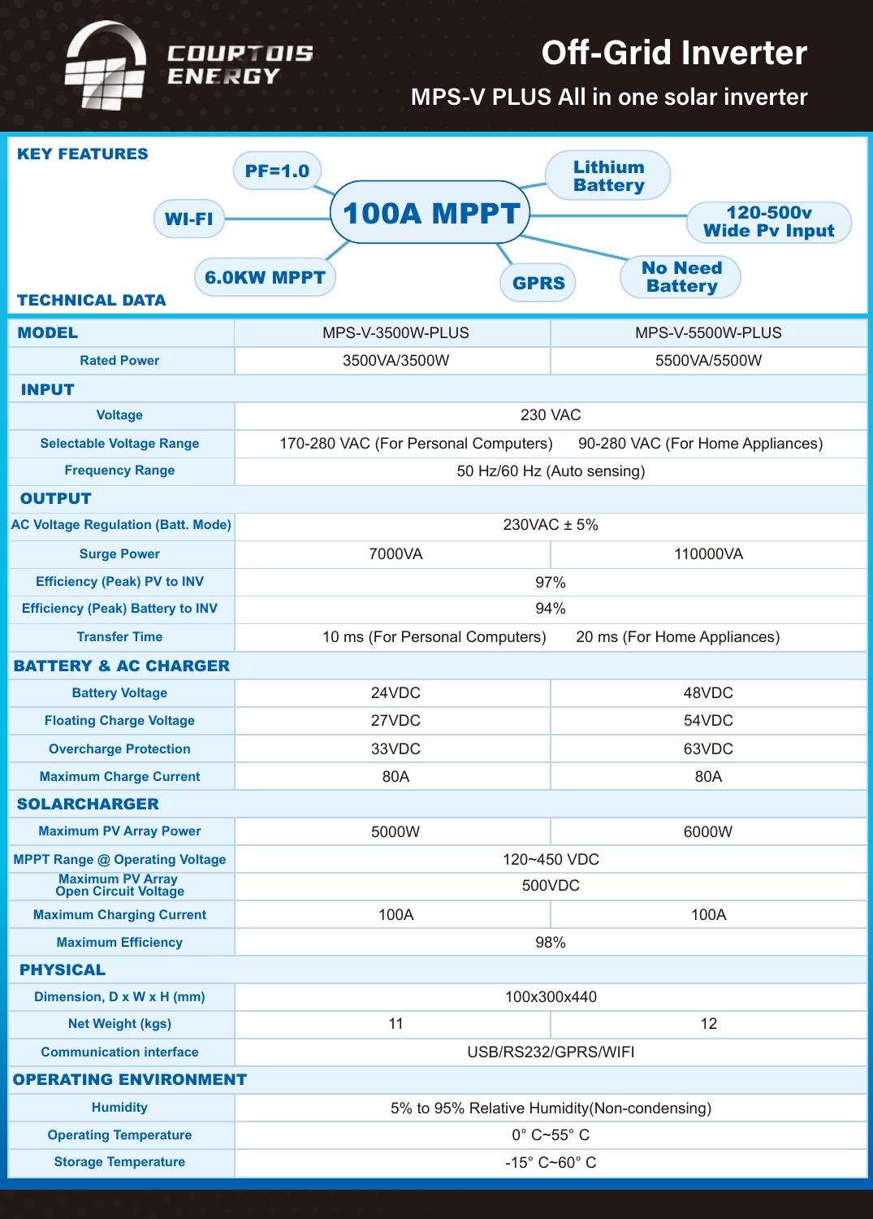COURTOIS ENERGY

# Off-Grid Inverter

## MPS-V PLUS All in one solar inverter

### KEY FEATURES

- 100A MPPT
- PF=1.0
- Lithium Battery
- WI-FI
- 120-500v Wide Pv Input
- 6.0KW MPPT
- GPRS
- No Need Battery

### TECHNICAL DATA

| MODEL | MPS-V-3500W-PLUS | MPS-V-5500W-PLUS |
|---|---|---|
| Rated Power | 3500VA/3500W | 5500VA/5500W |
| **INPUT** | | |
| Voltage | 230 VAC | |
| Selectable Voltage Range | 170-280 VAC (For Personal Computers) | 90-280 VAC (For Home Appliances) |
| Frequency Range | 50 Hz/60 Hz (Auto sensing) | |
| **OUTPUT** | | |
| AC Voltage Regulation (Batt. Mode) | 230VAC ± 5% | |
| Surge Power | 7000VA | 110000VA |
| Efficiency (Peak) PV to INV | 97% | |
| Efficiency (Peak) Battery to INV | 94% | |
| Transfer Time | 10 ms (For Personal Computers) | 20 ms (For Home Appliances) |
| **BATTERY & AC CHARGER** | | |
| Battery Voltage | 24VDC | 48VDC |
| Floating Charge Voltage | 27VDC | 54VDC |
| Overcharge Protection | 33VDC | 63VDC |
| Maximum Charge Current | 80A | 80A |
| **SOLARCHARGER** | | |
| Maximum PV Array Power | 5000W | 6000W |
| MPPT Range @ Operating Voltage | 120~450 VDC | |
| Maximum PV Array Open Circuit Voltage | 500VDC | |
| Maximum Charging Current | 100A | 100A |
| Maximum Efficiency | 98% | |
| **PHYSICAL** | | |
| Dimension, D x W x H (mm) | 100x300x440 | |
| Net Weight (kgs) | 11 | 12 |
| Communication interface | USB/RS232/GPRS/WIFI | |
| **OPERATING ENVIRONMENT** | | |
| Humidity | 5% to 95% Relative Humidity(Non-condensing) | |
| Operating Temperature | 0° C~55° C | |
| Storage Temperature | -15° C~60° C | |